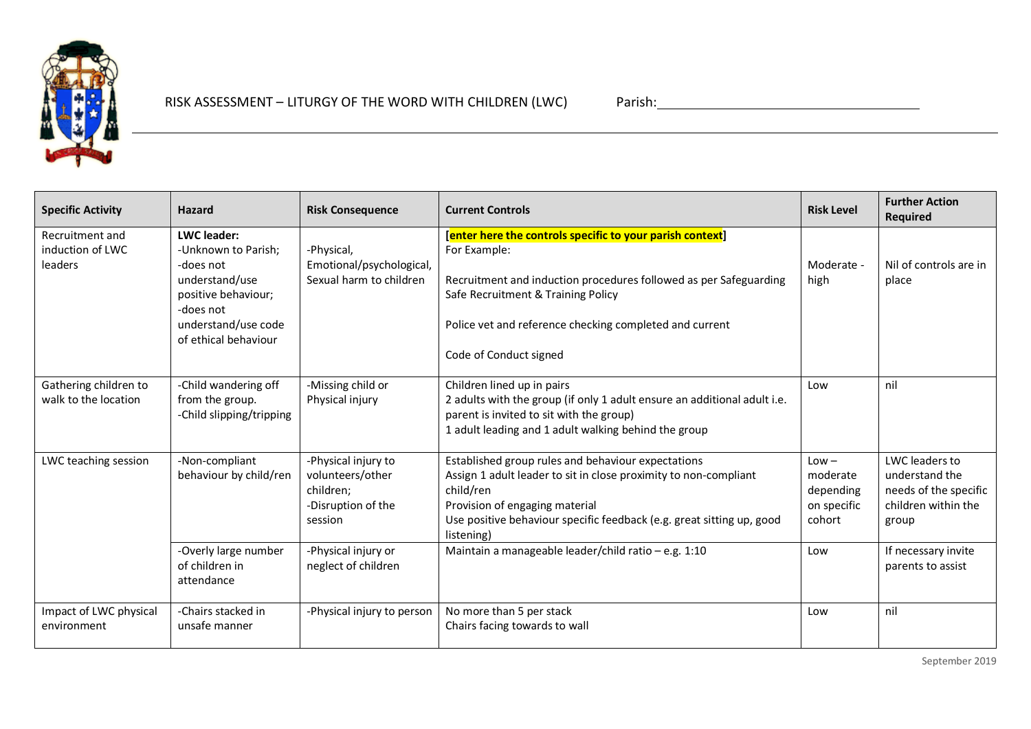# RISK ASSESSMENT – LITURGY OF THE WORD WITH CHILDREN (LWC)

Parish: ____________________________________

| Specific Activity | Hazard | Risk Consequence | Current Controls | Risk Level | Further Action Required |
|---|---|---|---|---|---|
| Recruitment and induction of LWC leaders | **LWC leader:**<br>-Unknown to Parish;<br>-does not understand/use positive behaviour;<br>-does not understand/use code of ethical behaviour | -Physical, Emotional/psychological, Sexual harm to children | **[enter here the controls specific to your parish context]**<br>For Example:<br><br>Recruitment and induction procedures followed as per Safeguarding Safe Recruitment & Training Policy<br><br>Police vet and reference checking completed and current<br><br>Code of Conduct signed | Moderate - high | Nil of controls are in place |
| Gathering children to walk to the location | -Child wandering off from the group.<br>-Child slipping/tripping | -Missing child or Physical injury | Children lined up in pairs<br>2 adults with the group (if only 1 adult ensure an additional adult i.e. parent is invited to sit with the group)<br>1 adult leading and 1 adult walking behind the group | Low | nil |
| LWC teaching session | -Non-compliant behaviour by child/ren | -Physical injury to volunteers/other children;<br>-Disruption of the session | Established group rules and behaviour expectations<br>Assign 1 adult leader to sit in close proximity to non-compliant child/ren<br>Provision of engaging material<br>Use positive behaviour specific feedback (e.g. great sitting up, good listening) | Low – moderate depending on specific cohort | LWC leaders to understand the needs of the specific children within the group |
| | -Overly large number of children in attendance | -Physical injury or neglect of children | Maintain a manageable leader/child ratio – e.g. 1:10 | Low | If necessary invite parents to assist |
| Impact of LWC physical environment | -Chairs stacked in unsafe manner | -Physical injury to person | No more than 5 per stack<br>Chairs facing towards to wall | Low | nil |

September 2019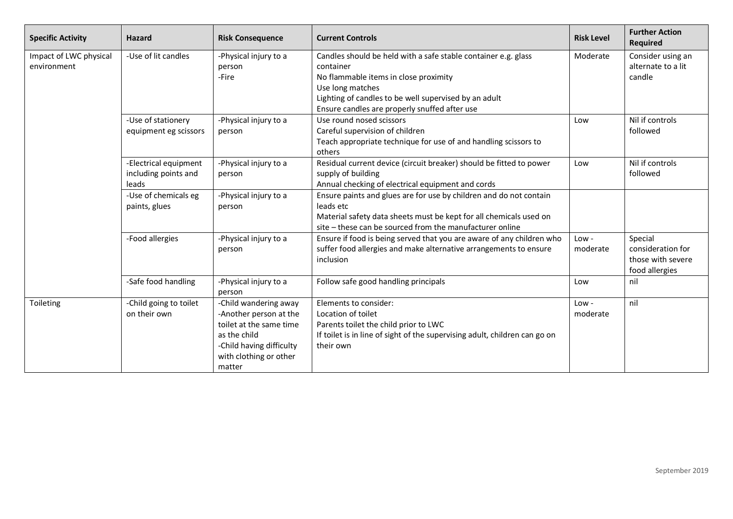| Specific Activity | Hazard | Risk Consequence | Current Controls | Risk Level | Further Action Required |
|---|---|---|---|---|---|
| Impact of LWC physical environment | -Use of lit candles | -Physical injury to a person<br>-Fire | Candles should be held with a safe stable container e.g. glass container<br>No flammable items in close proximity<br>Use long matches<br>Lighting of candles to be well supervised by an adult<br>Ensure candles are properly snuffed after use | Moderate | Consider using an alternate to a lit candle |
| | -Use of stationery equipment eg scissors | -Physical injury to a person | Use round nosed scissors<br>Careful supervision of children<br>Teach appropriate technique for use of and handling scissors to others | Low | Nil if controls followed |
| | -Electrical equipment including points and leads | -Physical injury to a person | Residual current device (circuit breaker) should be fitted to power supply of building<br>Annual checking of electrical equipment and cords | Low | Nil if controls followed |
| | -Use of chemicals eg paints, glues | -Physical injury to a person | Ensure paints and glues are for use by children and do not contain leads etc<br>Material safety data sheets must be kept for all chemicals used on site – these can be sourced from the manufacturer online | | |
| | -Food allergies | -Physical injury to a person | Ensure if food is being served that you are aware of any children who suffer food allergies and make alternative arrangements to ensure inclusion | Low - moderate | Special consideration for those with severe food allergies |
| | -Safe food handling | -Physical injury to a person | Follow safe good handling principals | Low | nil |
| Toileting | -Child going to toilet on their own | -Child wandering away<br>-Another person at the toilet at the same time as the child<br>-Child having difficulty with clothing or other matter | Elements to consider:<br>Location of toilet<br>Parents toilet the child prior to LWC<br>If toilet is in line of sight of the supervising adult, children can go on their own | Low - moderate | nil |